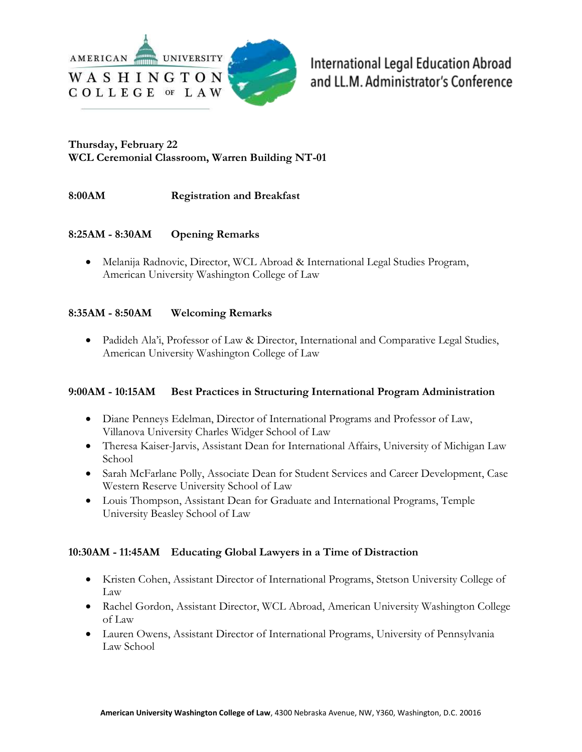# International Legal Education Abroad and LL.M. Administrator's Conference

**Thursday, February 22**
**WCL Ceremonial Classroom, Warren Building NT-01**

**8:00AM** **Registration and Breakfast**

**8:25AM - 8:30AM** **Opening Remarks**

- Melanija Radnovic, Director, WCL Abroad & International Legal Studies Program, American University Washington College of Law

**8:35AM - 8:50AM** **Welcoming Remarks**

- Padideh Ala'i, Professor of Law & Director, International and Comparative Legal Studies, American University Washington College of Law

**9:00AM - 10:15AM** **Best Practices in Structuring International Program Administration**

- Diane Penneys Edelman, Director of International Programs and Professor of Law, Villanova University Charles Widger School of Law
- Theresa Kaiser-Jarvis, Assistant Dean for International Affairs, University of Michigan Law School
- Sarah McFarlane Polly, Associate Dean for Student Services and Career Development, Case Western Reserve University School of Law
- Louis Thompson, Assistant Dean for Graduate and International Programs, Temple University Beasley School of Law

**10:30AM - 11:45AM** **Educating Global Lawyers in a Time of Distraction**

- Kristen Cohen, Assistant Director of International Programs, Stetson University College of Law
- Rachel Gordon, Assistant Director, WCL Abroad, American University Washington College of Law
- Lauren Owens, Assistant Director of International Programs, University of Pennsylvania Law School

**American University Washington College of Law**, 4300 Nebraska Avenue, NW, Y360, Washington, D.C. 20016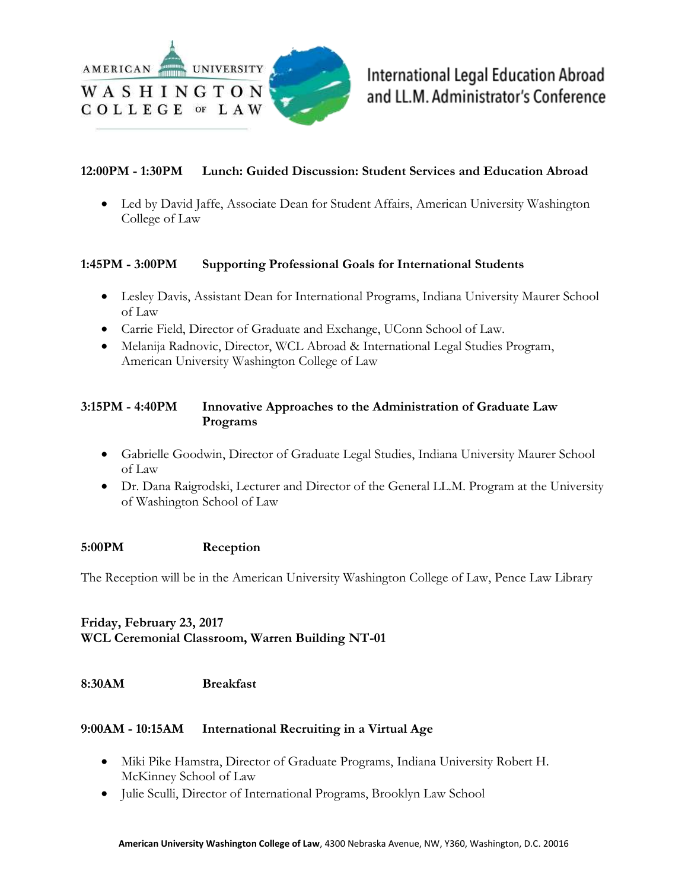**12:00PM - 1:30PM Lunch: Guided Discussion: Student Services and Education Abroad**

- Led by David Jaffe, Associate Dean for Student Affairs, American University Washington College of Law

**1:45PM - 3:00PM Supporting Professional Goals for International Students**

- Lesley Davis, Assistant Dean for International Programs, Indiana University Maurer School of Law
- Carrie Field, Director of Graduate and Exchange, UConn School of Law.
- Melanija Radnovic, Director, WCL Abroad & International Legal Studies Program, American University Washington College of Law

**3:15PM - 4:40PM Innovative Approaches to the Administration of Graduate Law Programs**

- Gabrielle Goodwin, Director of Graduate Legal Studies, Indiana University Maurer School of Law
- Dr. Dana Raigrodski, Lecturer and Director of the General LL.M. Program at the University of Washington School of Law

**5:00PM Reception**

The Reception will be in the American University Washington College of Law, Pence Law Library

**Friday, February 23, 2017**
**WCL Ceremonial Classroom, Warren Building NT-01**

**8:30AM Breakfast**

**9:00AM - 10:15AM International Recruiting in a Virtual Age**

- Miki Pike Hamstra, Director of Graduate Programs, Indiana University Robert H. McKinney School of Law
- Julie Sculli, Director of International Programs, Brooklyn Law School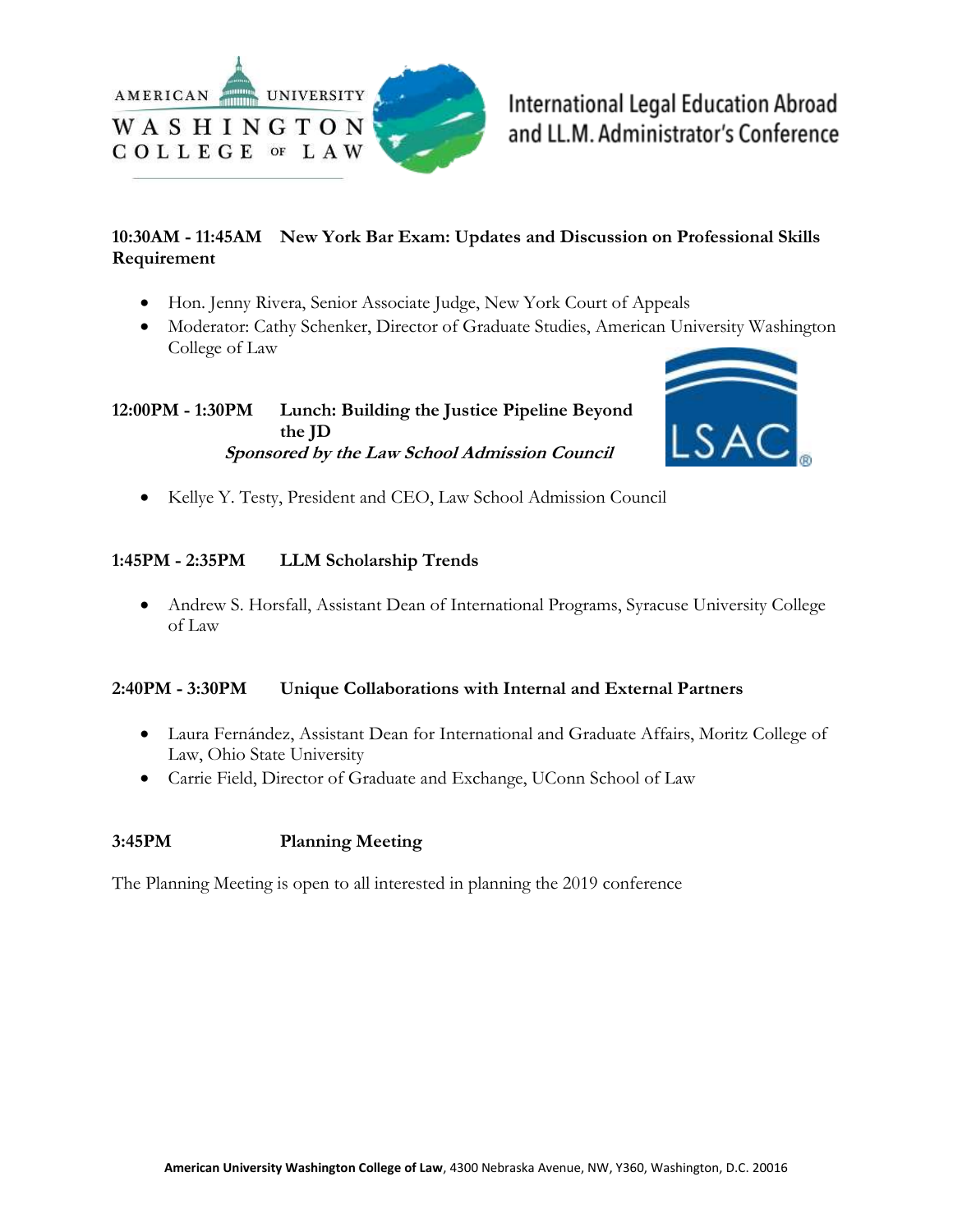**10:30AM - 11:45AM New York Bar Exam: Updates and Discussion on Professional Skills Requirement**

- Hon. Jenny Rivera, Senior Associate Judge, New York Court of Appeals
- Moderator: Cathy Schenker, Director of Graduate Studies, American University Washington College of Law

**12:00PM - 1:30PM Lunch: Building the Justice Pipeline Beyond the JD**
***Sponsored by the Law School Admission Council***

- Kellye Y. Testy, President and CEO, Law School Admission Council

**1:45PM - 2:35PM LLM Scholarship Trends**

- Andrew S. Horsfall, Assistant Dean of International Programs, Syracuse University College of Law

**2:40PM - 3:30PM Unique Collaborations with Internal and External Partners**

- Laura Fernández, Assistant Dean for International and Graduate Affairs, Moritz College of Law, Ohio State University
- Carrie Field, Director of Graduate and Exchange, UConn School of Law

**3:45PM Planning Meeting**

The Planning Meeting is open to all interested in planning the 2019 conference